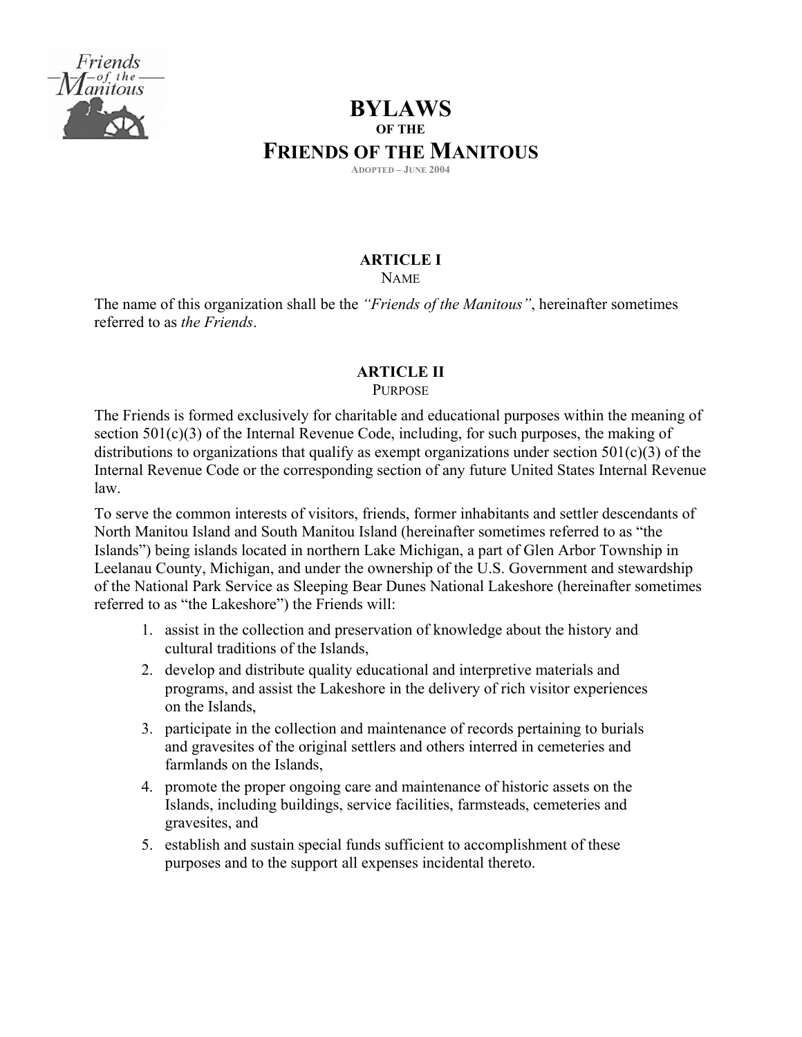# BYLAWS
### OF THE
# FRIENDS OF THE MANITOUS

ADOPTED – JUNE 2004

## ARTICLE I
NAME

The name of this organization shall be the *"Friends of the Manitous"*, hereinafter sometimes referred to as *the Friends*.

## ARTICLE II
PURPOSE

The Friends is formed exclusively for charitable and educational purposes within the meaning of section 501(c)(3) of the Internal Revenue Code, including, for such purposes, the making of distributions to organizations that qualify as exempt organizations under section 501(c)(3) of the Internal Revenue Code or the corresponding section of any future United States Internal Revenue law.

To serve the common interests of visitors, friends, former inhabitants and settler descendants of North Manitou Island and South Manitou Island (hereinafter sometimes referred to as "the Islands") being islands located in northern Lake Michigan, a part of Glen Arbor Township in Leelanau County, Michigan, and under the ownership of the U.S. Government and stewardship of the National Park Service as Sleeping Bear Dunes National Lakeshore (hereinafter sometimes referred to as "the Lakeshore") the Friends will:

1. assist in the collection and preservation of knowledge about the history and cultural traditions of the Islands,
2. develop and distribute quality educational and interpretive materials and programs, and assist the Lakeshore in the delivery of rich visitor experiences on the Islands,
3. participate in the collection and maintenance of records pertaining to burials and gravesites of the original settlers and others interred in cemeteries and farmlands on the Islands,
4. promote the proper ongoing care and maintenance of historic assets on the Islands, including buildings, service facilities, farmsteads, cemeteries and gravesites, and
5. establish and sustain special funds sufficient to accomplishment of these purposes and to the support all expenses incidental thereto.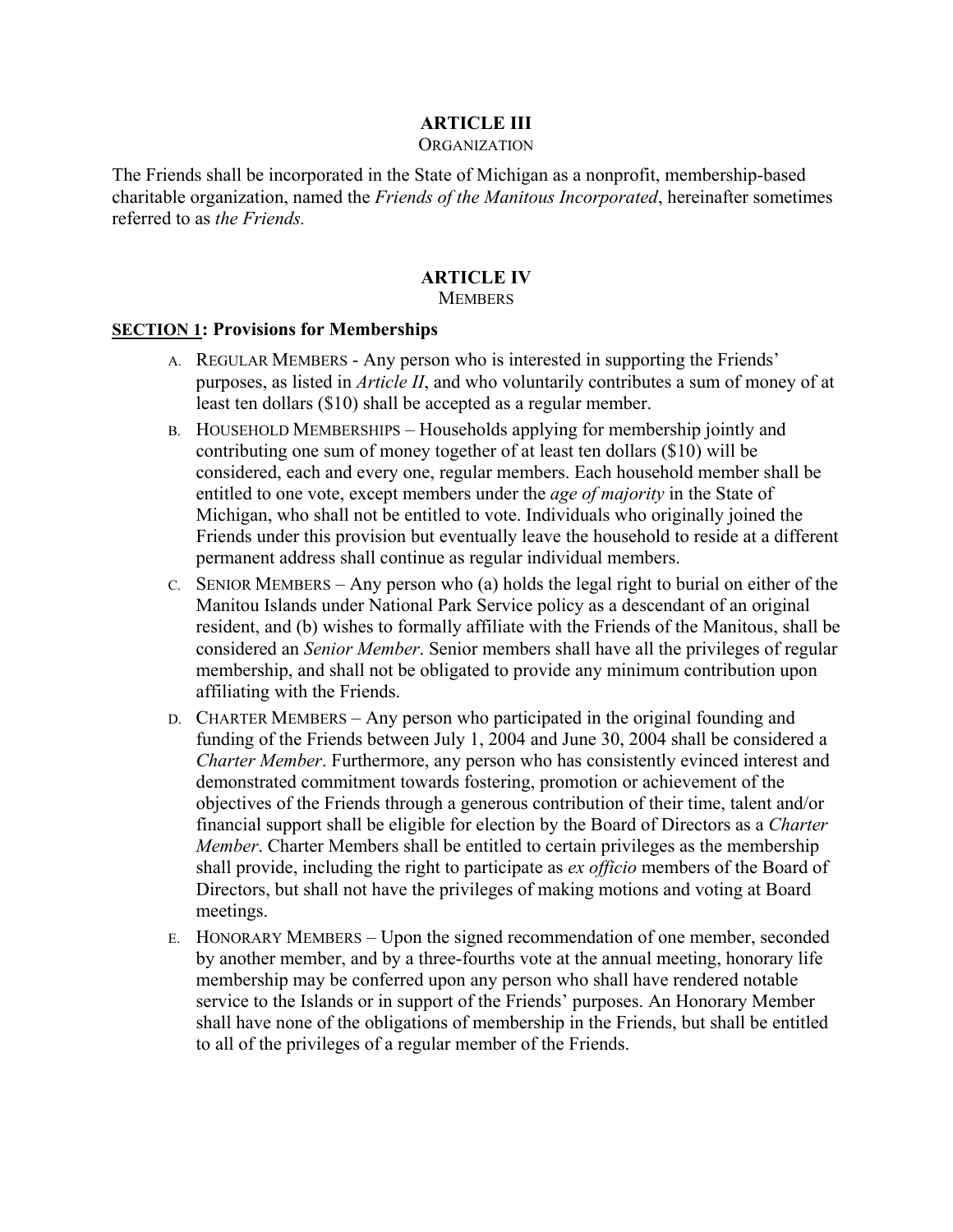## ARTICLE III

ORGANIZATION

The Friends shall be incorporated in the State of Michigan as a nonprofit, membership-based charitable organization, named the *Friends of the Manitous Incorporated*, hereinafter sometimes referred to as *the Friends.*

## ARTICLE IV

MEMBERS

### SECTION 1: Provisions for Memberships

A. REGULAR MEMBERS - Any person who is interested in supporting the Friends' purposes, as listed in *Article II*, and who voluntarily contributes a sum of money of at least ten dollars ($10) shall be accepted as a regular member.

B. HOUSEHOLD MEMBERSHIPS – Households applying for membership jointly and contributing one sum of money together of at least ten dollars ($10) will be considered, each and every one, regular members. Each household member shall be entitled to one vote, except members under the *age of majority* in the State of Michigan, who shall not be entitled to vote. Individuals who originally joined the Friends under this provision but eventually leave the household to reside at a different permanent address shall continue as regular individual members.

C. SENIOR MEMBERS – Any person who (a) holds the legal right to burial on either of the Manitou Islands under National Park Service policy as a descendant of an original resident, and (b) wishes to formally affiliate with the Friends of the Manitous, shall be considered an *Senior Member*. Senior members shall have all the privileges of regular membership, and shall not be obligated to provide any minimum contribution upon affiliating with the Friends.

D. CHARTER MEMBERS – Any person who participated in the original founding and funding of the Friends between July 1, 2004 and June 30, 2004 shall be considered a *Charter Member*. Furthermore, any person who has consistently evinced interest and demonstrated commitment towards fostering, promotion or achievement of the objectives of the Friends through a generous contribution of their time, talent and/or financial support shall be eligible for election by the Board of Directors as a *Charter Member*. Charter Members shall be entitled to certain privileges as the membership shall provide, including the right to participate as *ex officio* members of the Board of Directors, but shall not have the privileges of making motions and voting at Board meetings.

E. HONORARY MEMBERS – Upon the signed recommendation of one member, seconded by another member, and by a three-fourths vote at the annual meeting, honorary life membership may be conferred upon any person who shall have rendered notable service to the Islands or in support of the Friends' purposes. An Honorary Member shall have none of the obligations of membership in the Friends, but shall be entitled to all of the privileges of a regular member of the Friends.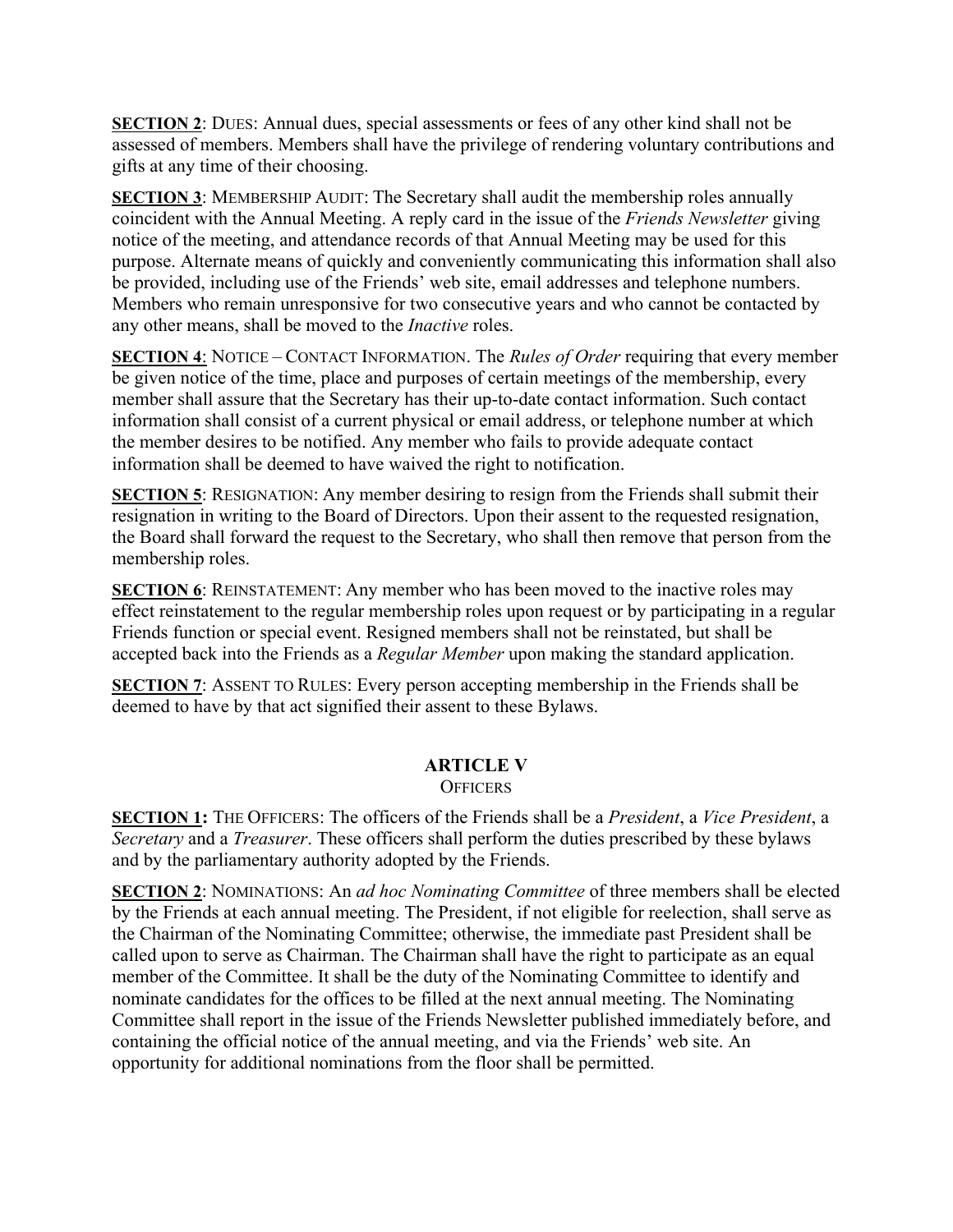**SECTION 2**: DUES: Annual dues, special assessments or fees of any other kind shall not be assessed of members. Members shall have the privilege of rendering voluntary contributions and gifts at any time of their choosing.

**SECTION 3**: MEMBERSHIP AUDIT: The Secretary shall audit the membership roles annually coincident with the Annual Meeting. A reply card in the issue of the *Friends Newsletter* giving notice of the meeting, and attendance records of that Annual Meeting may be used for this purpose. Alternate means of quickly and conveniently communicating this information shall also be provided, including use of the Friends' web site, email addresses and telephone numbers. Members who remain unresponsive for two consecutive years and who cannot be contacted by any other means, shall be moved to the *Inactive* roles.

**SECTION 4**: NOTICE – CONTACT INFORMATION. The *Rules of Order* requiring that every member be given notice of the time, place and purposes of certain meetings of the membership, every member shall assure that the Secretary has their up-to-date contact information. Such contact information shall consist of a current physical or email address, or telephone number at which the member desires to be notified. Any member who fails to provide adequate contact information shall be deemed to have waived the right to notification.

**SECTION 5**: RESIGNATION: Any member desiring to resign from the Friends shall submit their resignation in writing to the Board of Directors. Upon their assent to the requested resignation, the Board shall forward the request to the Secretary, who shall then remove that person from the membership roles.

**SECTION 6**: REINSTATEMENT: Any member who has been moved to the inactive roles may effect reinstatement to the regular membership roles upon request or by participating in a regular Friends function or special event. Resigned members shall not be reinstated, but shall be accepted back into the Friends as a *Regular Member* upon making the standard application.

**SECTION 7**: ASSENT TO RULES: Every person accepting membership in the Friends shall be deemed to have by that act signified their assent to these Bylaws.

## ARTICLE V
### OFFICERS

**SECTION 1:** THE OFFICERS: The officers of the Friends shall be a *President*, a *Vice President*, a *Secretary* and a *Treasurer*. These officers shall perform the duties prescribed by these bylaws and by the parliamentary authority adopted by the Friends.

**SECTION 2**: NOMINATIONS: An *ad hoc Nominating Committee* of three members shall be elected by the Friends at each annual meeting. The President, if not eligible for reelection, shall serve as the Chairman of the Nominating Committee; otherwise, the immediate past President shall be called upon to serve as Chairman. The Chairman shall have the right to participate as an equal member of the Committee. It shall be the duty of the Nominating Committee to identify and nominate candidates for the offices to be filled at the next annual meeting. The Nominating Committee shall report in the issue of the Friends Newsletter published immediately before, and containing the official notice of the annual meeting, and via the Friends' web site. An opportunity for additional nominations from the floor shall be permitted.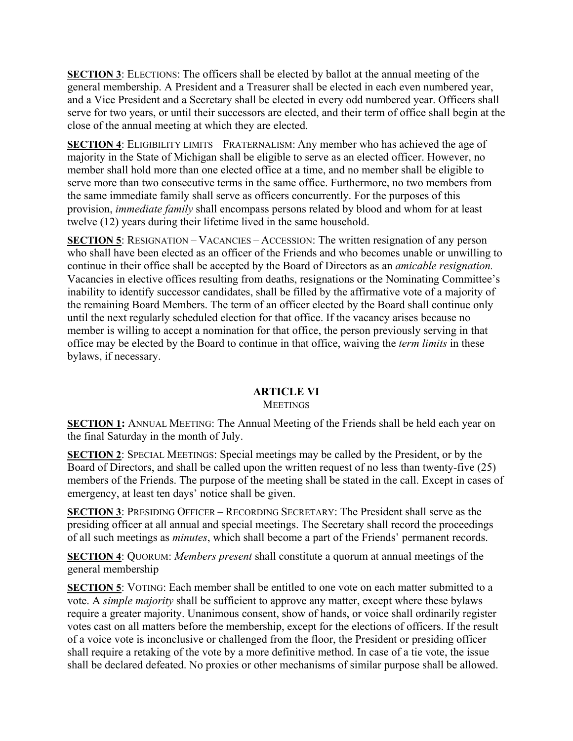**<u>SECTION 3</u>**: ELECTIONS: The officers shall be elected by ballot at the annual meeting of the general membership. A President and a Treasurer shall be elected in each even numbered year, and a Vice President and a Secretary shall be elected in every odd numbered year. Officers shall serve for two years, or until their successors are elected, and their term of office shall begin at the close of the annual meeting at which they are elected.

**<u>SECTION 4</u>**: ELIGIBILITY LIMITS – FRATERNALISM: Any member who has achieved the age of majority in the State of Michigan shall be eligible to serve as an elected officer. However, no member shall hold more than one elected office at a time, and no member shall be eligible to serve more than two consecutive terms in the same office. Furthermore, no two members from the same immediate family shall serve as officers concurrently. For the purposes of this provision, *immediate family* shall encompass persons related by blood and whom for at least twelve (12) years during their lifetime lived in the same household.

**<u>SECTION 5</u>**: RESIGNATION – VACANCIES – ACCESSION: The written resignation of any person who shall have been elected as an officer of the Friends and who becomes unable or unwilling to continue in their office shall be accepted by the Board of Directors as an *amicable resignation.* Vacancies in elective offices resulting from deaths, resignations or the Nominating Committee's inability to identify successor candidates, shall be filled by the affirmative vote of a majority of the remaining Board Members. The term of an officer elected by the Board shall continue only until the next regularly scheduled election for that office. If the vacancy arises because no member is willing to accept a nomination for that office, the person previously serving in that office may be elected by the Board to continue in that office, waiving the *term limits* in these bylaws, if necessary.

## ARTICLE VI
### MEETINGS

**<u>SECTION 1:</u>** ANNUAL MEETING: The Annual Meeting of the Friends shall be held each year on the final Saturday in the month of July.

**<u>SECTION 2</u>**: SPECIAL MEETINGS: Special meetings may be called by the President, or by the Board of Directors, and shall be called upon the written request of no less than twenty-five (25) members of the Friends. The purpose of the meeting shall be stated in the call. Except in cases of emergency, at least ten days' notice shall be given.

**<u>SECTION 3</u>**: PRESIDING OFFICER – RECORDING SECRETARY: The President shall serve as the presiding officer at all annual and special meetings. The Secretary shall record the proceedings of all such meetings as *minutes*, which shall become a part of the Friends' permanent records.

**<u>SECTION 4</u>**: QUORUM: *Members present* shall constitute a quorum at annual meetings of the general membership

**<u>SECTION 5</u>**: VOTING: Each member shall be entitled to one vote on each matter submitted to a vote. A *simple majority* shall be sufficient to approve any matter, except where these bylaws require a greater majority. Unanimous consent, show of hands, or voice shall ordinarily register votes cast on all matters before the membership, except for the elections of officers. If the result of a voice vote is inconclusive or challenged from the floor, the President or presiding officer shall require a retaking of the vote by a more definitive method. In case of a tie vote, the issue shall be declared defeated. No proxies or other mechanisms of similar purpose shall be allowed.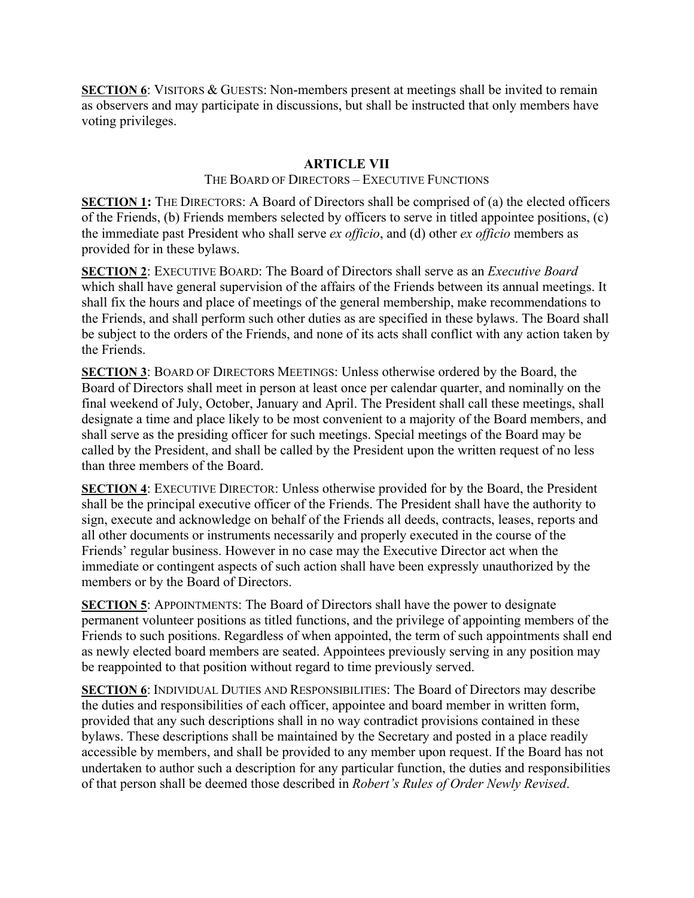**SECTION 6**: VISITORS & GUESTS: Non-members present at meetings shall be invited to remain as observers and may participate in discussions, but shall be instructed that only members have voting privileges.

## ARTICLE VII

### THE BOARD OF DIRECTORS – EXECUTIVE FUNCTIONS

**SECTION 1:** THE DIRECTORS: A Board of Directors shall be comprised of (a) the elected officers of the Friends, (b) Friends members selected by officers to serve in titled appointee positions, (c) the immediate past President who shall serve *ex officio*, and (d) other *ex officio* members as provided for in these bylaws.

**SECTION 2**: EXECUTIVE BOARD: The Board of Directors shall serve as an *Executive Board* which shall have general supervision of the affairs of the Friends between its annual meetings. It shall fix the hours and place of meetings of the general membership, make recommendations to the Friends, and shall perform such other duties as are specified in these bylaws. The Board shall be subject to the orders of the Friends, and none of its acts shall conflict with any action taken by the Friends.

**SECTION 3**: BOARD OF DIRECTORS MEETINGS: Unless otherwise ordered by the Board, the Board of Directors shall meet in person at least once per calendar quarter, and nominally on the final weekend of July, October, January and April. The President shall call these meetings, shall designate a time and place likely to be most convenient to a majority of the Board members, and shall serve as the presiding officer for such meetings. Special meetings of the Board may be called by the President, and shall be called by the President upon the written request of no less than three members of the Board.

**SECTION 4**: EXECUTIVE DIRECTOR: Unless otherwise provided for by the Board, the President shall be the principal executive officer of the Friends. The President shall have the authority to sign, execute and acknowledge on behalf of the Friends all deeds, contracts, leases, reports and all other documents or instruments necessarily and properly executed in the course of the Friends' regular business. However in no case may the Executive Director act when the immediate or contingent aspects of such action shall have been expressly unauthorized by the members or by the Board of Directors.

**SECTION 5**: APPOINTMENTS: The Board of Directors shall have the power to designate permanent volunteer positions as titled functions, and the privilege of appointing members of the Friends to such positions. Regardless of when appointed, the term of such appointments shall end as newly elected board members are seated. Appointees previously serving in any position may be reappointed to that position without regard to time previously served.

**SECTION 6**: INDIVIDUAL DUTIES AND RESPONSIBILITIES: The Board of Directors may describe the duties and responsibilities of each officer, appointee and board member in written form, provided that any such descriptions shall in no way contradict provisions contained in these bylaws. These descriptions shall be maintained by the Secretary and posted in a place readily accessible by members, and shall be provided to any member upon request. If the Board has not undertaken to author such a description for any particular function, the duties and responsibilities of that person shall be deemed those described in *Robert's Rules of Order Newly Revised*.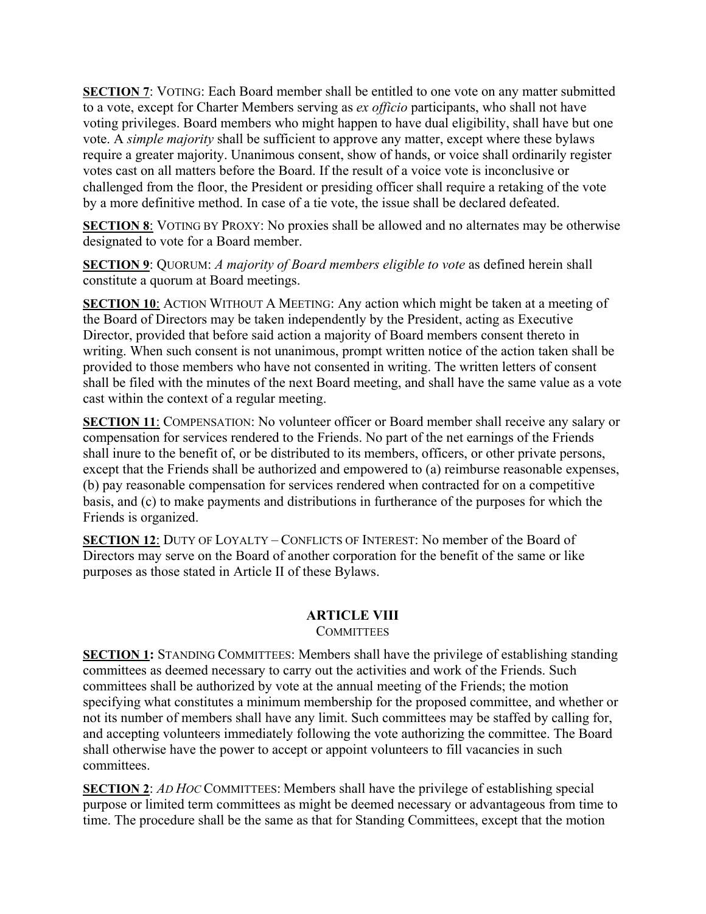**SECTION 7**: VOTING: Each Board member shall be entitled to one vote on any matter submitted to a vote, except for Charter Members serving as *ex officio* participants, who shall not have voting privileges. Board members who might happen to have dual eligibility, shall have but one vote. A *simple majority* shall be sufficient to approve any matter, except where these bylaws require a greater majority. Unanimous consent, show of hands, or voice shall ordinarily register votes cast on all matters before the Board. If the result of a voice vote is inconclusive or challenged from the floor, the President or presiding officer shall require a retaking of the vote by a more definitive method. In case of a tie vote, the issue shall be declared defeated.

**SECTION 8**: VOTING BY PROXY: No proxies shall be allowed and no alternates may be otherwise designated to vote for a Board member.

**SECTION 9**: QUORUM: *A majority of Board members eligible to vote* as defined herein shall constitute a quorum at Board meetings.

**SECTION 10**: ACTION WITHOUT A MEETING: Any action which might be taken at a meeting of the Board of Directors may be taken independently by the President, acting as Executive Director, provided that before said action a majority of Board members consent thereto in writing. When such consent is not unanimous, prompt written notice of the action taken shall be provided to those members who have not consented in writing. The written letters of consent shall be filed with the minutes of the next Board meeting, and shall have the same value as a vote cast within the context of a regular meeting.

**SECTION 11**: COMPENSATION: No volunteer officer or Board member shall receive any salary or compensation for services rendered to the Friends. No part of the net earnings of the Friends shall inure to the benefit of, or be distributed to its members, officers, or other private persons, except that the Friends shall be authorized and empowered to (a) reimburse reasonable expenses, (b) pay reasonable compensation for services rendered when contracted for on a competitive basis, and (c) to make payments and distributions in furtherance of the purposes for which the Friends is organized.

**SECTION 12**: DUTY OF LOYALTY – CONFLICTS OF INTEREST: No member of the Board of Directors may serve on the Board of another corporation for the benefit of the same or like purposes as those stated in Article II of these Bylaws.

## ARTICLE VIII
### COMMITTEES

**SECTION 1:** STANDING COMMITTEES: Members shall have the privilege of establishing standing committees as deemed necessary to carry out the activities and work of the Friends. Such committees shall be authorized by vote at the annual meeting of the Friends; the motion specifying what constitutes a minimum membership for the proposed committee, and whether or not its number of members shall have any limit. Such committees may be staffed by calling for, and accepting volunteers immediately following the vote authorizing the committee. The Board shall otherwise have the power to accept or appoint volunteers to fill vacancies in such committees.

**SECTION 2**: *AD HOC* COMMITTEES: Members shall have the privilege of establishing special purpose or limited term committees as might be deemed necessary or advantageous from time to time. The procedure shall be the same as that for Standing Committees, except that the motion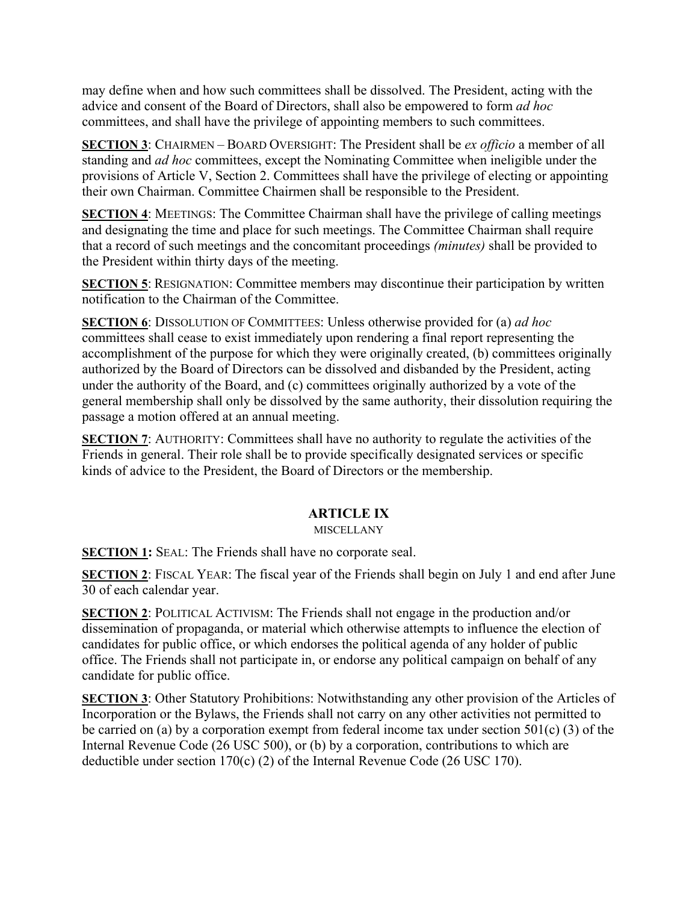may define when and how such committees shall be dissolved. The President, acting with the advice and consent of the Board of Directors, shall also be empowered to form *ad hoc* committees, and shall have the privilege of appointing members to such committees.

**SECTION 3**: CHAIRMEN – BOARD OVERSIGHT: The President shall be *ex officio* a member of all standing and *ad hoc* committees, except the Nominating Committee when ineligible under the provisions of Article V, Section 2. Committees shall have the privilege of electing or appointing their own Chairman. Committee Chairmen shall be responsible to the President.

**SECTION 4**: MEETINGS: The Committee Chairman shall have the privilege of calling meetings and designating the time and place for such meetings. The Committee Chairman shall require that a record of such meetings and the concomitant proceedings *(minutes)* shall be provided to the President within thirty days of the meeting.

**SECTION 5**: RESIGNATION: Committee members may discontinue their participation by written notification to the Chairman of the Committee.

**SECTION 6**: DISSOLUTION OF COMMITTEES: Unless otherwise provided for (a) *ad hoc* committees shall cease to exist immediately upon rendering a final report representing the accomplishment of the purpose for which they were originally created, (b) committees originally authorized by the Board of Directors can be dissolved and disbanded by the President, acting under the authority of the Board, and (c) committees originally authorized by a vote of the general membership shall only be dissolved by the same authority, their dissolution requiring the passage a motion offered at an annual meeting.

**SECTION 7**: AUTHORITY: Committees shall have no authority to regulate the activities of the Friends in general. Their role shall be to provide specifically designated services or specific kinds of advice to the President, the Board of Directors or the membership.

## ARTICLE IX

MISCELLANY

**SECTION 1:** SEAL: The Friends shall have no corporate seal.

**SECTION 2**: FISCAL YEAR: The fiscal year of the Friends shall begin on July 1 and end after June 30 of each calendar year.

**SECTION 2**: POLITICAL ACTIVISM: The Friends shall not engage in the production and/or dissemination of propaganda, or material which otherwise attempts to influence the election of candidates for public office, or which endorses the political agenda of any holder of public office. The Friends shall not participate in, or endorse any political campaign on behalf of any candidate for public office.

**SECTION 3**: Other Statutory Prohibitions: Notwithstanding any other provision of the Articles of Incorporation or the Bylaws, the Friends shall not carry on any other activities not permitted to be carried on (a) by a corporation exempt from federal income tax under section 501(c) (3) of the Internal Revenue Code (26 USC 500), or (b) by a corporation, contributions to which are deductible under section 170(c) (2) of the Internal Revenue Code (26 USC 170).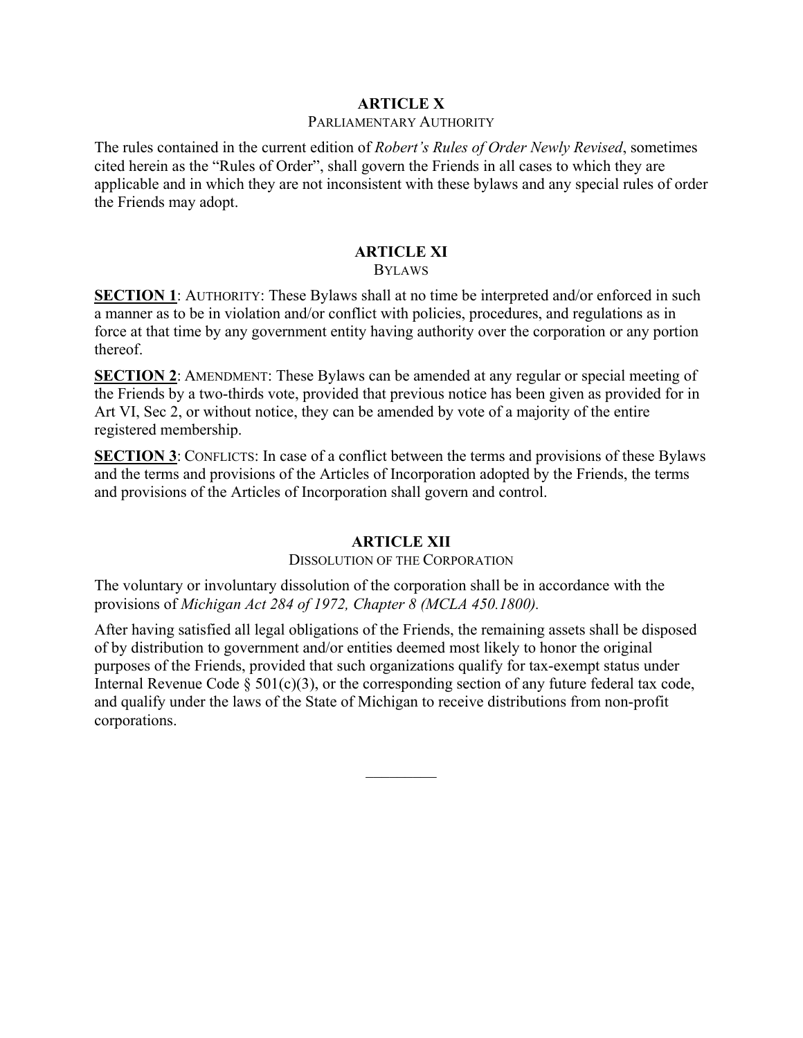## ARTICLE X

PARLIAMENTARY AUTHORITY

The rules contained in the current edition of *Robert's Rules of Order Newly Revised*, sometimes cited herein as the "Rules of Order", shall govern the Friends in all cases to which they are applicable and in which they are not inconsistent with these bylaws and any special rules of order the Friends may adopt.

## ARTICLE XI

BYLAWS

**SECTION 1**: AUTHORITY: These Bylaws shall at no time be interpreted and/or enforced in such a manner as to be in violation and/or conflict with policies, procedures, and regulations as in force at that time by any government entity having authority over the corporation or any portion thereof.

**SECTION 2**: AMENDMENT: These Bylaws can be amended at any regular or special meeting of the Friends by a two-thirds vote, provided that previous notice has been given as provided for in Art VI, Sec 2, or without notice, they can be amended by vote of a majority of the entire registered membership.

**SECTION 3**: CONFLICTS: In case of a conflict between the terms and provisions of these Bylaws and the terms and provisions of the Articles of Incorporation adopted by the Friends, the terms and provisions of the Articles of Incorporation shall govern and control.

## ARTICLE XII

DISSOLUTION OF THE CORPORATION

The voluntary or involuntary dissolution of the corporation shall be in accordance with the provisions of *Michigan Act 284 of 1972, Chapter 8 (MCLA 450.1800).*

After having satisfied all legal obligations of the Friends, the remaining assets shall be disposed of by distribution to government and/or entities deemed most likely to honor the original purposes of the Friends, provided that such organizations qualify for tax-exempt status under Internal Revenue Code § 501(c)(3), or the corresponding section of any future federal tax code, and qualify under the laws of the State of Michigan to receive distributions from non-profit corporations.

---